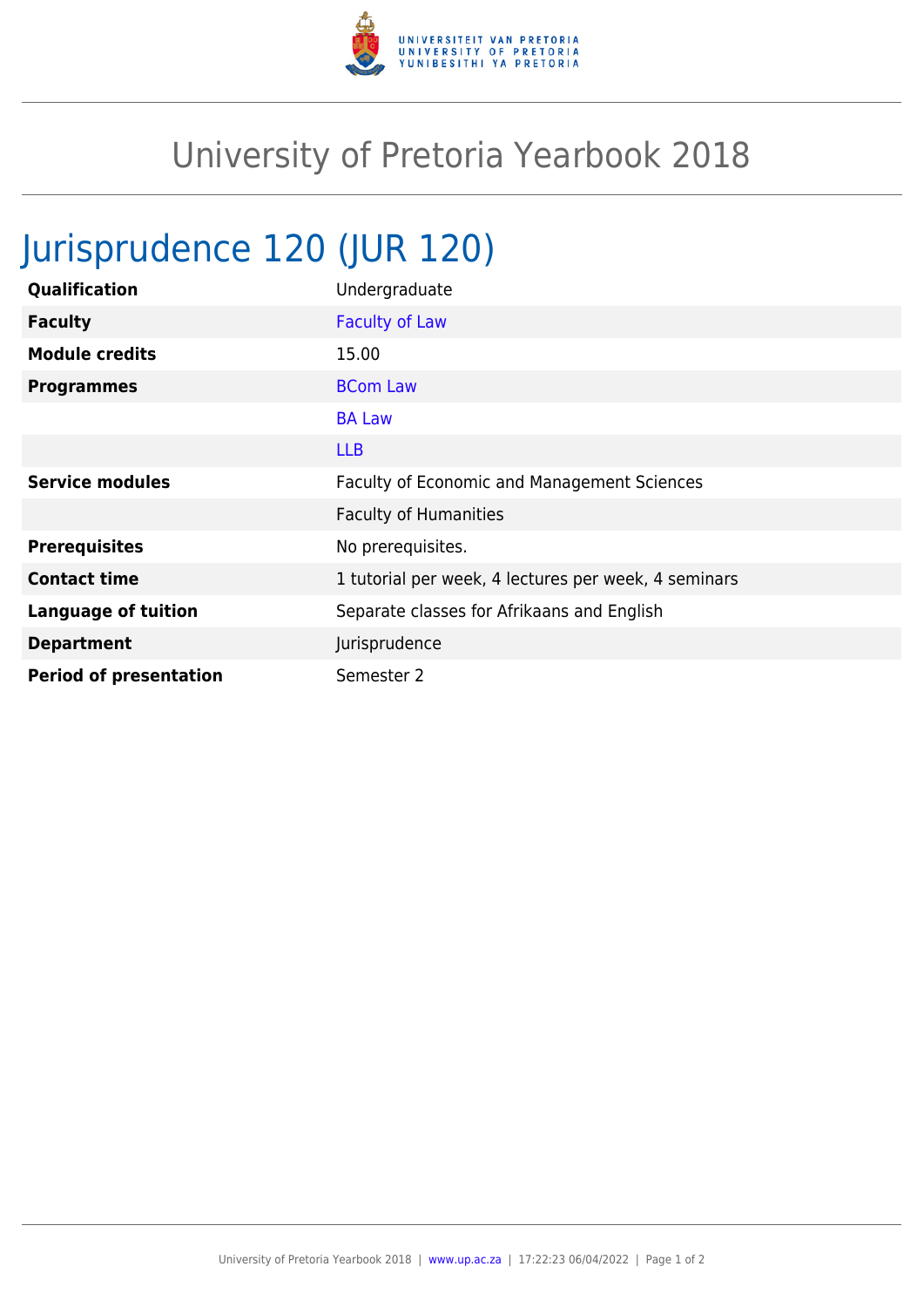# University of Pretoria Yearbook 2018

## Jurisprudence 120 (JUR 120)

| | |
|---|---|
| **Qualification** | Undergraduate |
| **Faculty** | Faculty of Law |
| **Module credits** | 15.00 |
| **Programmes** | BCom Law |
| | BA Law |
| | LLB |
| **Service modules** | Faculty of Economic and Management Sciences |
| | Faculty of Humanities |
| **Prerequisites** | No prerequisites. |
| **Contact time** | 1 tutorial per week, 4 lectures per week, 4 seminars |
| **Language of tuition** | Separate classes for Afrikaans and English |
| **Department** | Jurisprudence |
| **Period of presentation** | Semester 2 |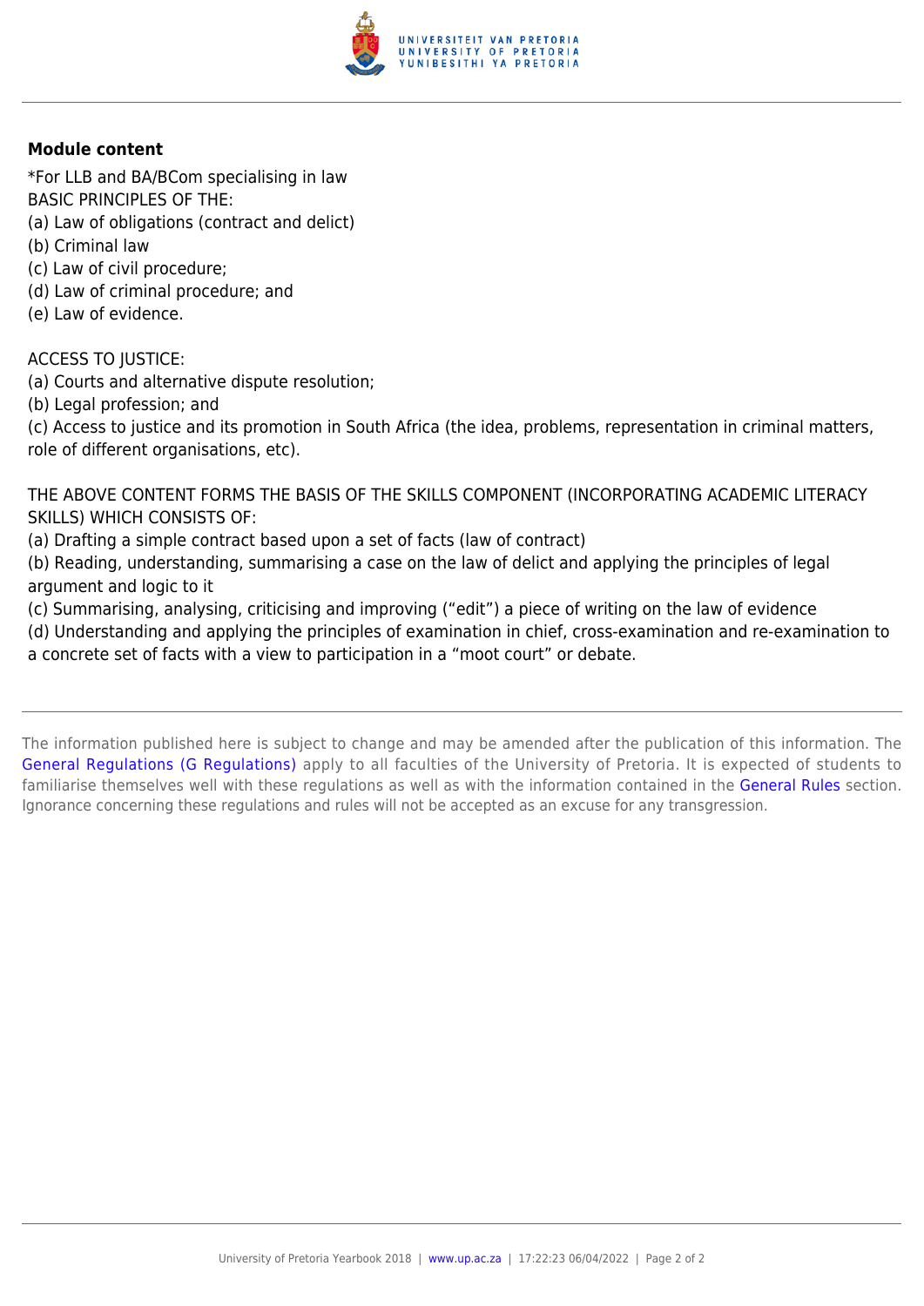**Module content**

*For LLB and BA/BCom specialising in law
BASIC PRINCIPLES OF THE:
(a) Law of obligations (contract and delict)
(b) Criminal law
(c) Law of civil procedure;
(d) Law of criminal procedure; and
(e) Law of evidence.

ACCESS TO JUSTICE:
(a) Courts and alternative dispute resolution;
(b) Legal profession; and
(c) Access to justice and its promotion in South Africa (the idea, problems, representation in criminal matters, role of different organisations, etc).

THE ABOVE CONTENT FORMS THE BASIS OF THE SKILLS COMPONENT (INCORPORATING ACADEMIC LITERACY SKILLS) WHICH CONSISTS OF:
(a) Drafting a simple contract based upon a set of facts (law of contract)
(b) Reading, understanding, summarising a case on the law of delict and applying the principles of legal argument and logic to it
(c) Summarising, analysing, criticising and improving ("edit") a piece of writing on the law of evidence
(d) Understanding and applying the principles of examination in chief, cross-examination and re-examination to a concrete set of facts with a view to participation in a "moot court" or debate.

---

The information published here is subject to change and may be amended after the publication of this information. The General Regulations (G Regulations) apply to all faculties of the University of Pretoria. It is expected of students to familiarise themselves well with these regulations as well as with the information contained in the General Rules section. Ignorance concerning these regulations and rules will not be accepted as an excuse for any transgression.